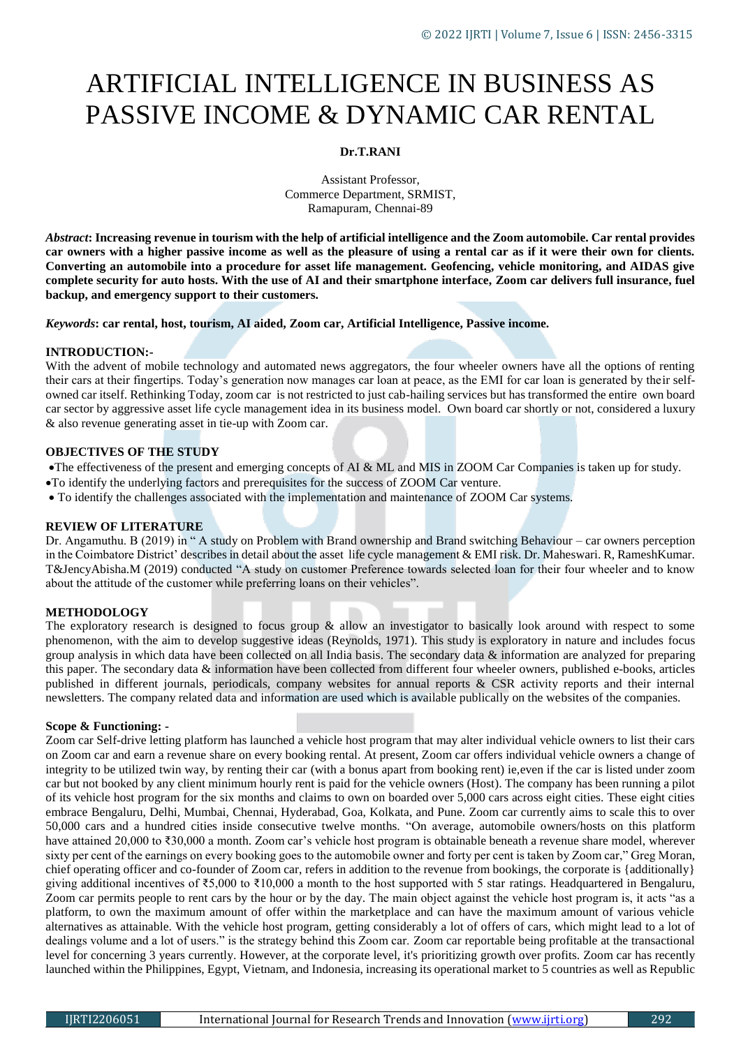# ARTIFICIAL INTELLIGENCE IN BUSINESS AS PASSIVE INCOME & DYNAMIC CAR RENTAL

**Dr.T.RANI**

Assistant Professor,
Commerce Department, SRMIST,
Ramapuram, Chennai-89

***Abstract*: Increasing revenue in tourism with the help of artificial intelligence and the Zoom automobile. Car rental provides car owners with a higher passive income as well as the pleasure of using a rental car as if it were their own for clients. Converting an automobile into a procedure for asset life management. Geofencing, vehicle monitoring, and AIDAS give complete security for auto hosts. With the use of AI and their smartphone interface, Zoom car delivers full insurance, fuel backup, and emergency support to their customers.**

***Keywords*: car rental, host, tourism, AI aided, Zoom car, Artificial Intelligence, Passive income.**

## INTRODUCTION:-

With the advent of mobile technology and automated news aggregators, the four wheeler owners have all the options of renting their cars at their fingertips. Today's generation now manages car loan at peace, as the EMI for car loan is generated by their self-owned car itself. Rethinking Today, zoom car is not restricted to just cab-hailing services but has transformed the entire own board car sector by aggressive asset life cycle management idea in its business model. Own board car shortly or not, considered a luxury & also revenue generating asset in tie-up with Zoom car.

## OBJECTIVES OF THE STUDY

- The effectiveness of the present and emerging concepts of AI & ML and MIS in ZOOM Car Companies is taken up for study.
- To identify the underlying factors and prerequisites for the success of ZOOM Car venture.
- To identify the challenges associated with the implementation and maintenance of ZOOM Car systems.

## REVIEW OF LITERATURE

Dr. Angamuthu. B (2019) in " A study on Problem with Brand ownership and Brand switching Behaviour – car owners perception in the Coimbatore District' describes in detail about the asset life cycle management & EMI risk. Dr. Maheswari. R, RameshKumar. T&JencyAbisha.M (2019) conducted "A study on customer Preference towards selected loan for their four wheeler and to know about the attitude of the customer while preferring loans on their vehicles".

## METHODOLOGY

The exploratory research is designed to focus group & allow an investigator to basically look around with respect to some phenomenon, with the aim to develop suggestive ideas (Reynolds, 1971). This study is exploratory in nature and includes focus group analysis in which data have been collected on all India basis. The secondary data & information are analyzed for preparing this paper. The secondary data & information have been collected from different four wheeler owners, published e-books, articles published in different journals, periodicals, company websites for annual reports & CSR activity reports and their internal newsletters. The company related data and information are used which is available publically on the websites of the companies.

### Scope & Functioning: -

Zoom car Self-drive letting platform has launched a vehicle host program that may alter individual vehicle owners to list their cars on Zoom car and earn a revenue share on every booking rental. At present, Zoom car offers individual vehicle owners a change of integrity to be utilized twin way, by renting their car (with a bonus apart from booking rent) ie,even if the car is listed under zoom car but not booked by any client minimum hourly rent is paid for the vehicle owners (Host). The company has been running a pilot of its vehicle host program for the six months and claims to own on boarded over 5,000 cars across eight cities. These eight cities embrace Bengaluru, Delhi, Mumbai, Chennai, Hyderabad, Goa, Kolkata, and Pune. Zoom car currently aims to scale this to over 50,000 cars and a hundred cities inside consecutive twelve months. "On average, automobile owners/hosts on this platform have attained 20,000 to ₹30,000 a month. Zoom car's vehicle host program is obtainable beneath a revenue share model, wherever sixty per cent of the earnings on every booking goes to the automobile owner and forty per cent is taken by Zoom car," Greg Moran, chief operating officer and co-founder of Zoom car, refers in addition to the revenue from bookings, the corporate is {additionally} giving additional incentives of ₹5,000 to ₹10,000 a month to the host supported with 5 star ratings. Headquartered in Bengaluru, Zoom car permits people to rent cars by the hour or by the day. The main object against the vehicle host program is, it acts "as a platform, to own the maximum amount of offer within the marketplace and can have the maximum amount of various vehicle alternatives as attainable. With the vehicle host program, getting considerably a lot of offers of cars, which might lead to a lot of dealings volume and a lot of users." is the strategy behind this Zoom car. Zoom car reportable being profitable at the transactional level for concerning 3 years currently. However, at the corporate level, it's prioritizing growth over profits. Zoom car has recently launched within the Philippines, Egypt, Vietnam, and Indonesia, increasing its operational market to 5 countries as well as Republic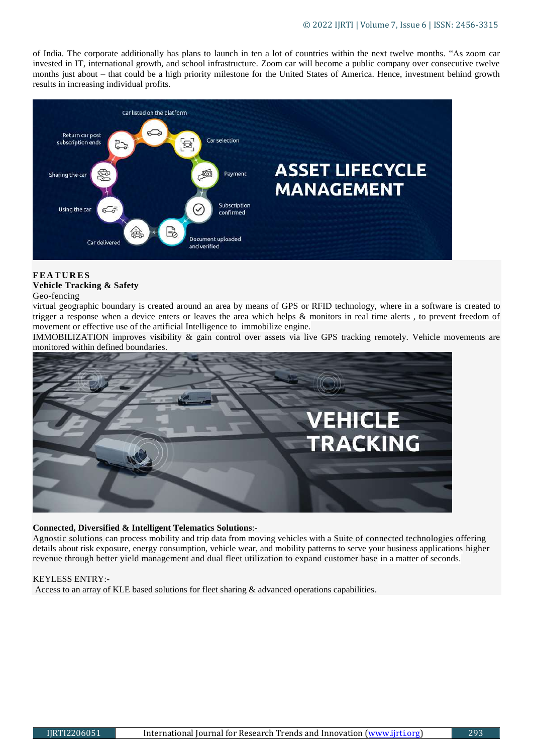of India. The corporate additionally has plans to launch in ten a lot of countries within the next twelve months. "As zoom car invested in IT, international growth, and school infrastructure. Zoom car will become a public company over consecutive twelve months just about – that could be a high priority milestone for the United States of America. Hence, investment behind growth results in increasing individual profits.

## FEATURES

**Vehicle Tracking & Safety**

Geo-fencing

virtual geographic boundary is created around an area by means of GPS or RFID technology, where in a software is created to trigger a response when a device enters or leaves the area which helps & monitors in real time alerts , to prevent freedom of movement or effective use of the artificial Intelligence to immobilize engine.

IMMOBILIZATION improves visibility & gain control over assets via live GPS tracking remotely. Vehicle movements are monitored within defined boundaries.

**Connected, Diversified & Intelligent Telematics Solutions**:-

Agnostic solutions can process mobility and trip data from moving vehicles with a Suite of connected technologies offering details about risk exposure, energy consumption, vehicle wear, and mobility patterns to serve your business applications higher revenue through better yield management and dual fleet utilization to expand customer base in a matter of seconds.

KEYLESS ENTRY:-

Access to an array of KLE based solutions for fleet sharing & advanced operations capabilities.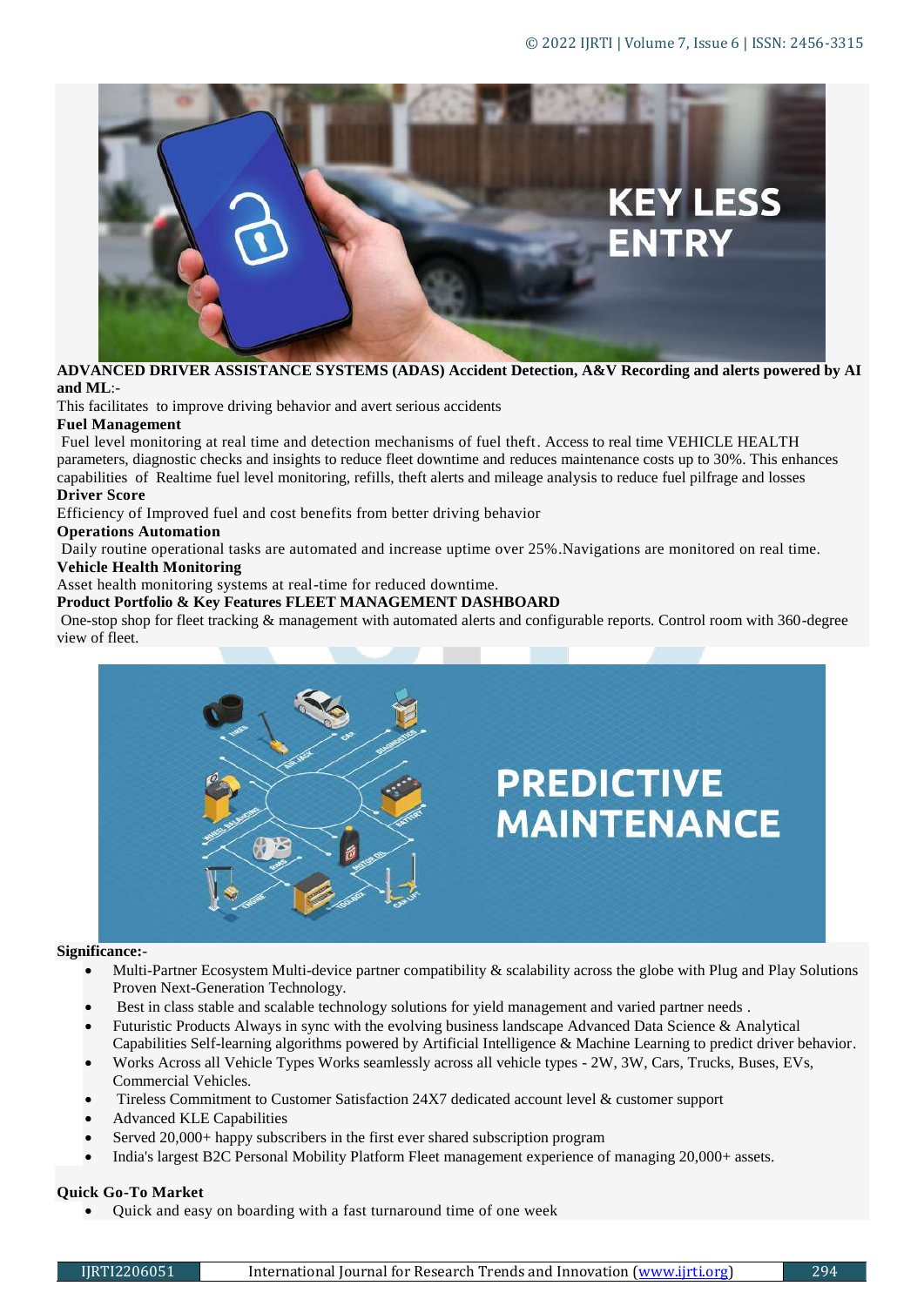**ADVANCED DRIVER ASSISTANCE SYSTEMS (ADAS) Accident Detection, A&V Recording and alerts powered by AI and ML**:-

This facilitates to improve driving behavior and avert serious accidents

**Fuel Management**

Fuel level monitoring at real time and detection mechanisms of fuel theft. Access to real time VEHICLE HEALTH parameters, diagnostic checks and insights to reduce fleet downtime and reduces maintenance costs up to 30%. This enhances capabilities of Realtime fuel level monitoring, refills, theft alerts and mileage analysis to reduce fuel pilfrage and losses

**Driver Score**

Efficiency of Improved fuel and cost benefits from better driving behavior

**Operations Automation**

Daily routine operational tasks are automated and increase uptime over 25%.Navigations are monitored on real time.

**Vehicle Health Monitoring**

Asset health monitoring systems at real-time for reduced downtime.

**Product Portfolio & Key Features FLEET MANAGEMENT DASHBOARD**

One-stop shop for fleet tracking & management with automated alerts and configurable reports. Control room with 360-degree view of fleet.

**Significance:**-

- Multi-Partner Ecosystem Multi-device partner compatibility & scalability across the globe with Plug and Play Solutions Proven Next-Generation Technology.
- Best in class stable and scalable technology solutions for yield management and varied partner needs .
- Futuristic Products Always in sync with the evolving business landscape Advanced Data Science & Analytical Capabilities Self-learning algorithms powered by Artificial Intelligence & Machine Learning to predict driver behavior.
- Works Across all Vehicle Types Works seamlessly across all vehicle types - 2W, 3W, Cars, Trucks, Buses, EVs, Commercial Vehicles.
- Tireless Commitment to Customer Satisfaction 24X7 dedicated account level & customer support
- Advanced KLE Capabilities
- Served 20,000+ happy subscribers in the first ever shared subscription program
- India's largest B2C Personal Mobility Platform Fleet management experience of managing 20,000+ assets.

**Quick Go-To Market**

- Quick and easy on boarding with a fast turnaround time of one week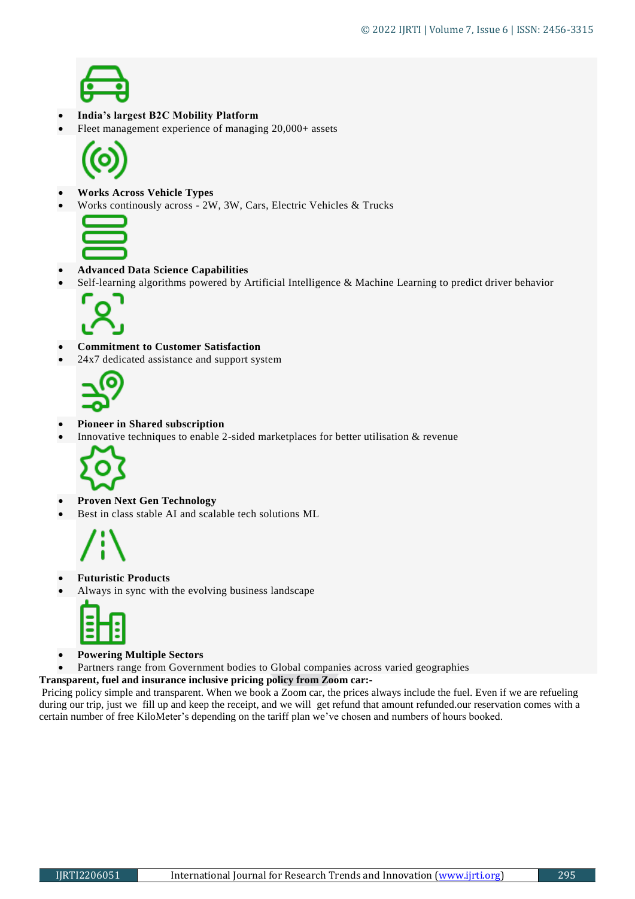- **India’s largest B2C Mobility Platform**
- Fleet management experience of managing 20,000+ assets

- **Works Across Vehicle Types**
- Works continously across - 2W, 3W, Cars, Electric Vehicles & Trucks

- **Advanced Data Science Capabilities**
- Self-learning algorithms powered by Artificial Intelligence & Machine Learning to predict driver behavior

- **Commitment to Customer Satisfaction**
- 24x7 dedicated assistance and support system

- **Pioneer in Shared subscription**
- Innovative techniques to enable 2-sided marketplaces for better utilisation & revenue

- **Proven Next Gen Technology**
- Best in class stable AI and scalable tech solutions ML

- **Futuristic Products**
- Always in sync with the evolving business landscape

- **Powering Multiple Sectors**
- Partners range from Government bodies to Global companies across varied geographies

**Transparent, fuel and insurance inclusive pricing policy from Zoom car:-**

Pricing policy simple and transparent. When we book a Zoom car, the prices always include the fuel. Even if we are refueling during our trip, just we fill up and keep the receipt, and we will get refund that amount refunded.our reservation comes with a certain number of free KiloMeter’s depending on the tariff plan we’ve chosen and numbers of hours booked.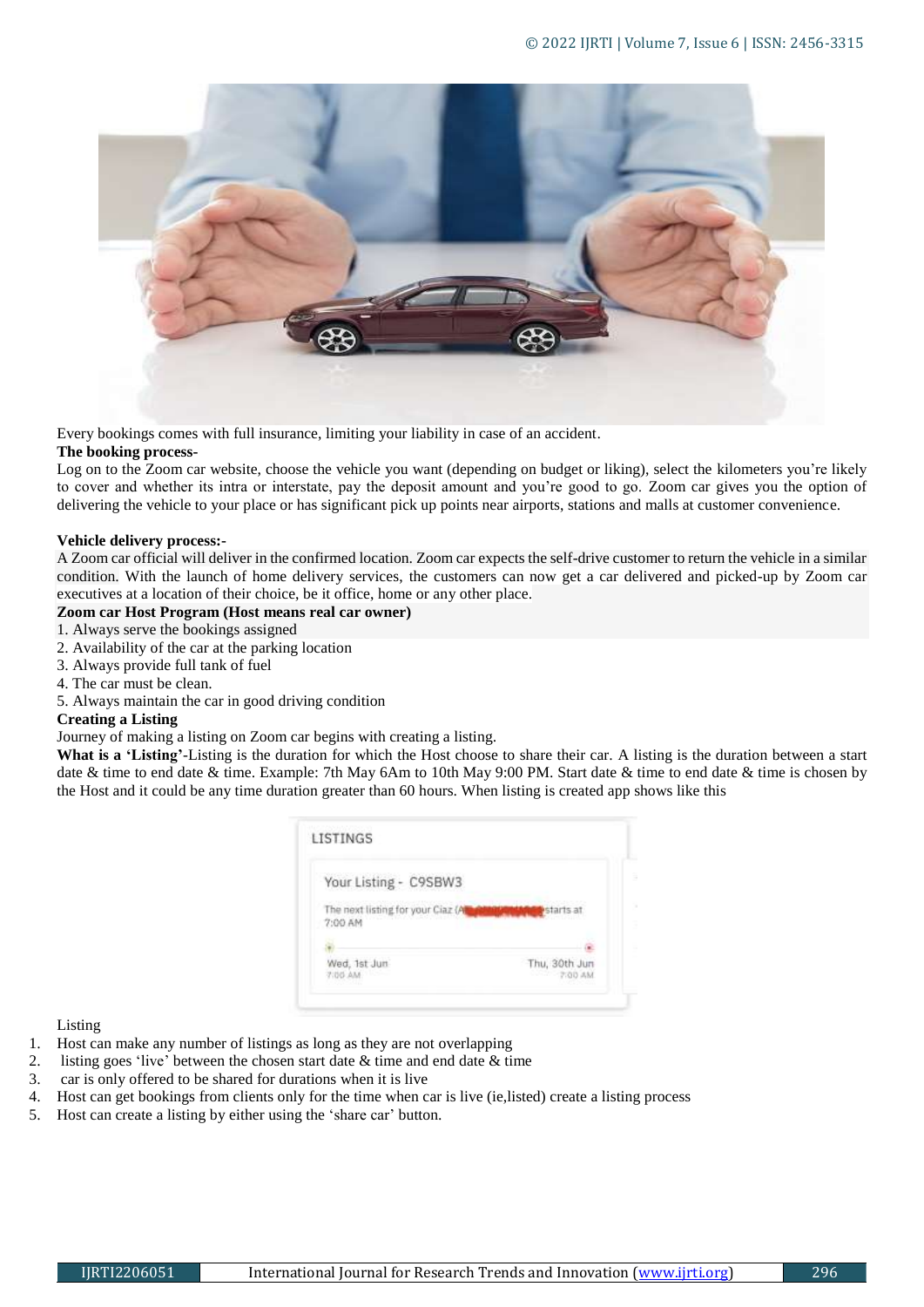Every bookings comes with full insurance, limiting your liability in case of an accident.

**The booking process-**

Log on to the Zoom car website, choose the vehicle you want (depending on budget or liking), select the kilometers you're likely to cover and whether its intra or interstate, pay the deposit amount and you're good to go. Zoom car gives you the option of delivering the vehicle to your place or has significant pick up points near airports, stations and malls at customer convenience.

**Vehicle delivery process:-**

A Zoom car official will deliver in the confirmed location. Zoom car expects the self-drive customer to return the vehicle in a similar condition. With the launch of home delivery services, the customers can now get a car delivered and picked-up by Zoom car executives at a location of their choice, be it office, home or any other place.

**Zoom car Host Program (Host means real car owner)**

1. Always serve the bookings assigned
2. Availability of the car at the parking location
3. Always provide full tank of fuel
4. The car must be clean.
5. Always maintain the car in good driving condition

**Creating a Listing**

Journey of making a listing on Zoom car begins with creating a listing.

**What is a 'Listing'**-Listing is the duration for which the Host choose to share their car. A listing is the duration between a start date & time to end date & time. Example: 7th May 6Am to 10th May 9:00 PM. Start date & time to end date & time is chosen by the Host and it could be any time duration greater than 60 hours. When listing is created app shows like this

LISTINGS

Your Listing - C9SBW3

The next listing for your Ciaz (A... starts at 7:00 AM

Wed, 1st Jun 7:00 AM — Thu, 30th Jun 7:00 AM

Listing

1. Host can make any number of listings as long as they are not overlapping
2. listing goes 'live' between the chosen start date & time and end date & time
3. car is only offered to be shared for durations when it is live
4. Host can get bookings from clients only for the time when car is live (ie,listed) create a listing process
5. Host can create a listing by either using the 'share car' button.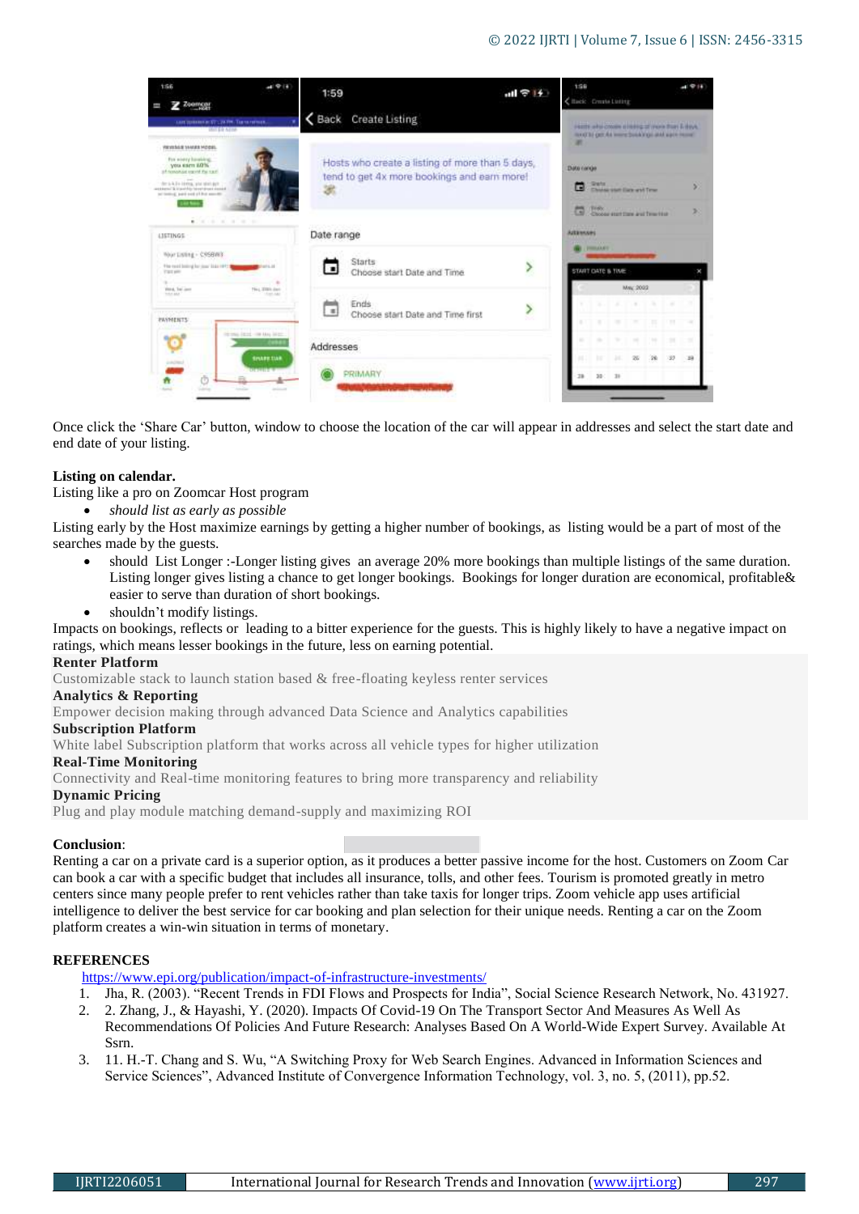Once click the 'Share Car' button, window to choose the location of the car will appear in addresses and select the start date and end date of your listing.

**Listing on calendar.**

Listing like a pro on Zoomcar Host program

- *should list as early as possible*

Listing early by the Host maximize earnings by getting a higher number of bookings, as listing would be a part of most of the searches made by the guests.

- should List Longer :-Longer listing gives an average 20% more bookings than multiple listings of the same duration. Listing longer gives listing a chance to get longer bookings. Bookings for longer duration are economical, profitable& easier to serve than duration of short bookings.
- shouldn't modify listings.

Impacts on bookings, reflects or leading to a bitter experience for the guests. This is highly likely to have a negative impact on ratings, which means lesser bookings in the future, less on earning potential.

**Renter Platform**

Customizable stack to launch station based & free-floating keyless renter services

**Analytics & Reporting**

Empower decision making through advanced Data Science and Analytics capabilities

**Subscription Platform**

White label Subscription platform that works across all vehicle types for higher utilization

**Real-Time Monitoring**

Connectivity and Real-time monitoring features to bring more transparency and reliability

**Dynamic Pricing**

Plug and play module matching demand-supply and maximizing ROI

**Conclusion**:

Renting a car on a private card is a superior option, as it produces a better passive income for the host. Customers on Zoom Car can book a car with a specific budget that includes all insurance, tolls, and other fees. Tourism is promoted greatly in metro centers since many people prefer to rent vehicles rather than take taxis for longer trips. Zoom vehicle app uses artificial intelligence to deliver the best service for car booking and plan selection for their unique needs. Renting a car on the Zoom platform creates a win-win situation in terms of monetary.

**REFERENCES**

https://www.epi.org/publication/impact-of-infrastructure-investments/

1. Jha, R. (2003). "Recent Trends in FDI Flows and Prospects for India", Social Science Research Network, No. 431927.
2. 2. Zhang, J., & Hayashi, Y. (2020). Impacts Of Covid-19 On The Transport Sector And Measures As Well As Recommendations Of Policies And Future Research: Analyses Based On A World-Wide Expert Survey. Available At Ssrn.
3. 11. H.-T. Chang and S. Wu, "A Switching Proxy for Web Search Engines. Advanced in Information Sciences and Service Sciences", Advanced Institute of Convergence Information Technology, vol. 3, no. 5, (2011), pp.52.